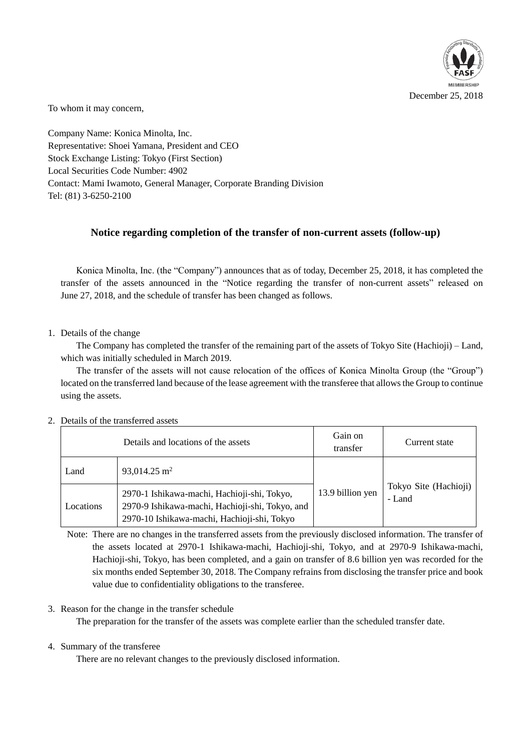December 25, 2018

To whom it may concern,

Company Name: Konica Minolta, Inc.
Representative: Shoei Yamana, President and CEO
Stock Exchange Listing: Tokyo (First Section)
Local Securities Code Number: 4902
Contact: Mami Iwamoto, General Manager, Corporate Branding Division
Tel: (81) 3-6250-2100

## Notice regarding completion of the transfer of non-current assets (follow-up)

Konica Minolta, Inc. (the "Company") announces that as of today, December 25, 2018, it has completed the transfer of the assets announced in the "Notice regarding the transfer of non-current assets" released on June 27, 2018, and the schedule of transfer has been changed as follows.

1. Details of the change

The Company has completed the transfer of the remaining part of the assets of Tokyo Site (Hachioji) – Land, which was initially scheduled in March 2019.

The transfer of the assets will not cause relocation of the offices of Konica Minolta Group (the "Group") located on the transferred land because of the lease agreement with the transferee that allows the Group to continue using the assets.

2. Details of the transferred assets

| Details and locations of the assets | | Gain on transfer | Current state |
|---|---|---|---|
| Land | 93,014.25 m$^2$ | 13.9 billion yen | Tokyo Site (Hachioji) - Land |
| Locations | 2970-1 Ishikawa-machi, Hachioji-shi, Tokyo, 2970-9 Ishikawa-machi, Hachioji-shi, Tokyo, and 2970-10 Ishikawa-machi, Hachioji-shi, Tokyo | | |

Note: There are no changes in the transferred assets from the previously disclosed information. The transfer of the assets located at 2970-1 Ishikawa-machi, Hachioji-shi, Tokyo, and at 2970-9 Ishikawa-machi, Hachioji-shi, Tokyo, has been completed, and a gain on transfer of 8.6 billion yen was recorded for the six months ended September 30, 2018. The Company refrains from disclosing the transfer price and book value due to confidentiality obligations to the transferee.

3. Reason for the change in the transfer schedule

The preparation for the transfer of the assets was complete earlier than the scheduled transfer date.

4. Summary of the transferee

There are no relevant changes to the previously disclosed information.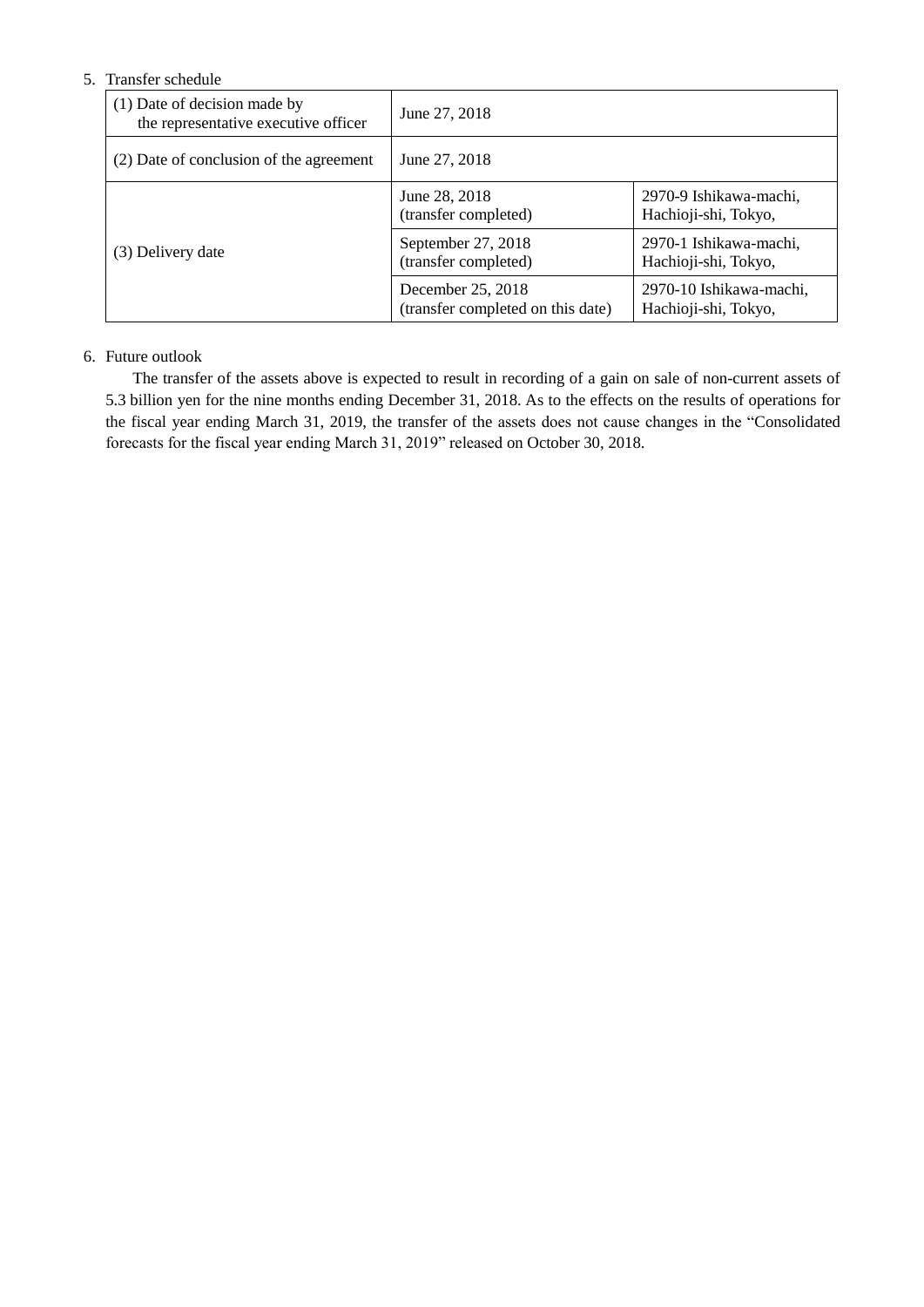5. Transfer schedule

| | | |
|---|---|---|
| (1) Date of decision made by the representative executive officer | June 27, 2018 | |
| (2) Date of conclusion of the agreement | June 27, 2018 | |
| (3) Delivery date | June 28, 2018 (transfer completed) | 2970-9 Ishikawa-machi, Hachioji-shi, Tokyo, |
| | September 27, 2018 (transfer completed) | 2970-1 Ishikawa-machi, Hachioji-shi, Tokyo, |
| | December 25, 2018 (transfer completed on this date) | 2970-10 Ishikawa-machi, Hachioji-shi, Tokyo, |

6. Future outlook

The transfer of the assets above is expected to result in recording of a gain on sale of non-current assets of 5.3 billion yen for the nine months ending December 31, 2018. As to the effects on the results of operations for the fiscal year ending March 31, 2019, the transfer of the assets does not cause changes in the "Consolidated forecasts for the fiscal year ending March 31, 2019" released on October 30, 2018.